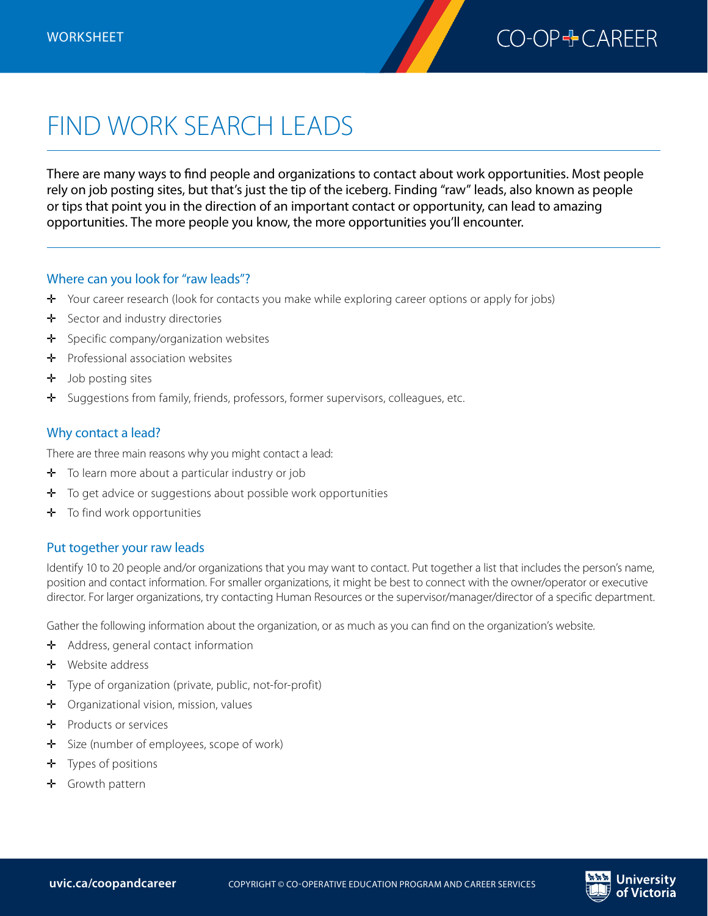WORKSHEET

# FIND WORK SEARCH LEADS

There are many ways to find people and organizations to contact about work opportunities. Most people rely on job posting sites, but that's just the tip of the iceberg. Finding "raw" leads, also known as people or tips that point you in the direction of an important contact or opportunity, can lead to amazing opportunities. The more people you know, the more opportunities you'll encounter.

## Where can you look for "raw leads"?

- Your career research (look for contacts you make while exploring career options or apply for jobs)
- Sector and industry directories
- Specific company/organization websites
- Professional association websites
- Job posting sites
- Suggestions from family, friends, professors, former supervisors, colleagues, etc.

## Why contact a lead?

There are three main reasons why you might contact a lead:

- To learn more about a particular industry or job
- To get advice or suggestions about possible work opportunities
- To find work opportunities

## Put together your raw leads

Identify 10 to 20 people and/or organizations that you may want to contact. Put together a list that includes the person's name, position and contact information. For smaller organizations, it might be best to connect with the owner/operator or executive director. For larger organizations, try contacting Human Resources or the supervisor/manager/director of a specific department.

Gather the following information about the organization, or as much as you can find on the organization's website.

- Address, general contact information
- Website address
- Type of organization (private, public, not-for-profit)
- Organizational vision, mission, values
- Products or services
- Size (number of employees, scope of work)
- Types of positions
- Growth pattern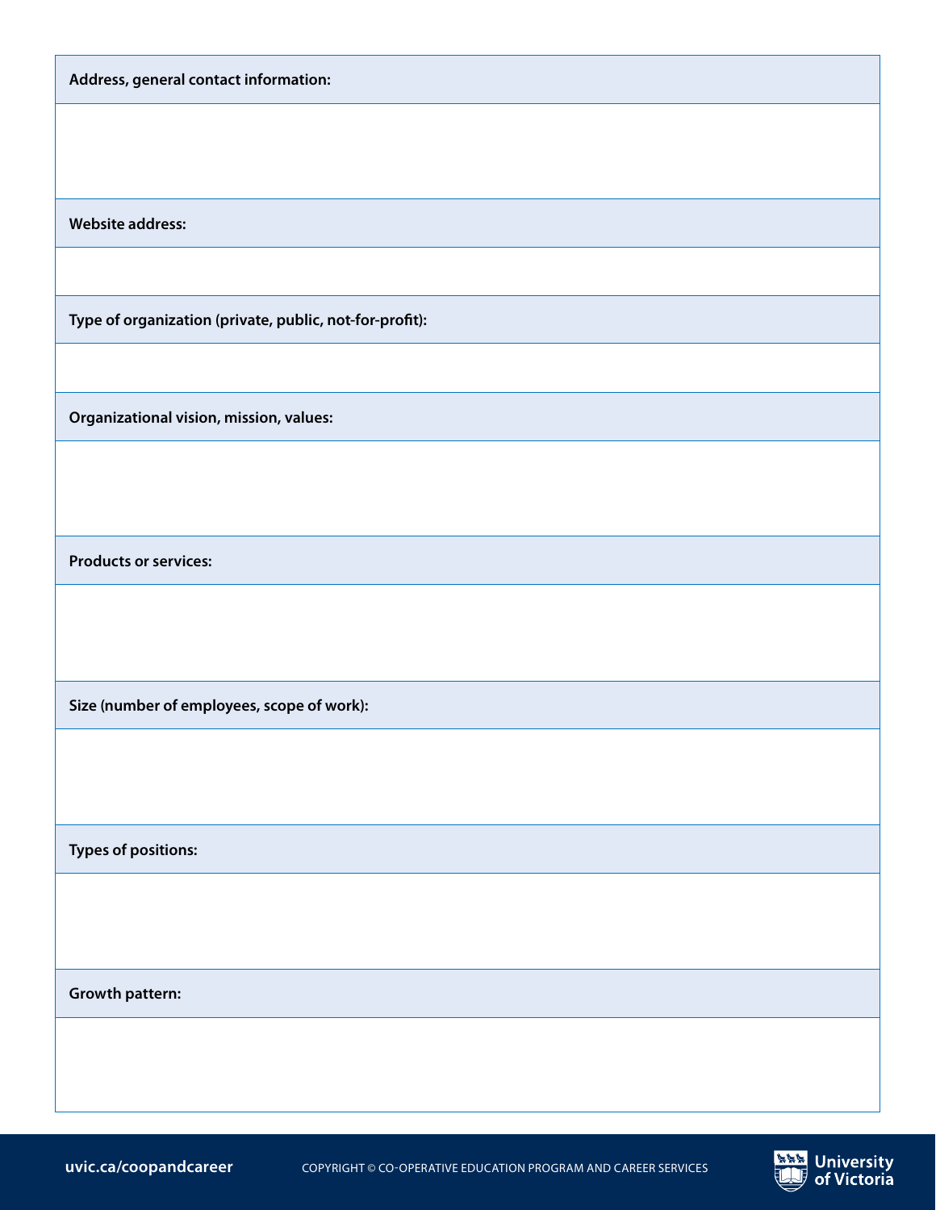| Address, general contact information: |
|---|
| |
| **Website address:** |
| |
| **Type of organization (private, public, not-for-profit):** |
| |
| **Organizational vision, mission, values:** |
| |
| **Products or services:** |
| |
| **Size (number of employees, scope of work):** |
| |
| **Types of positions:** |
| |
| **Growth pattern:** |
| |

uvic.ca/coopandcareer

COPYRIGHT © CO-OPERATIVE EDUCATION PROGRAM AND CAREER SERVICES

University of Victoria